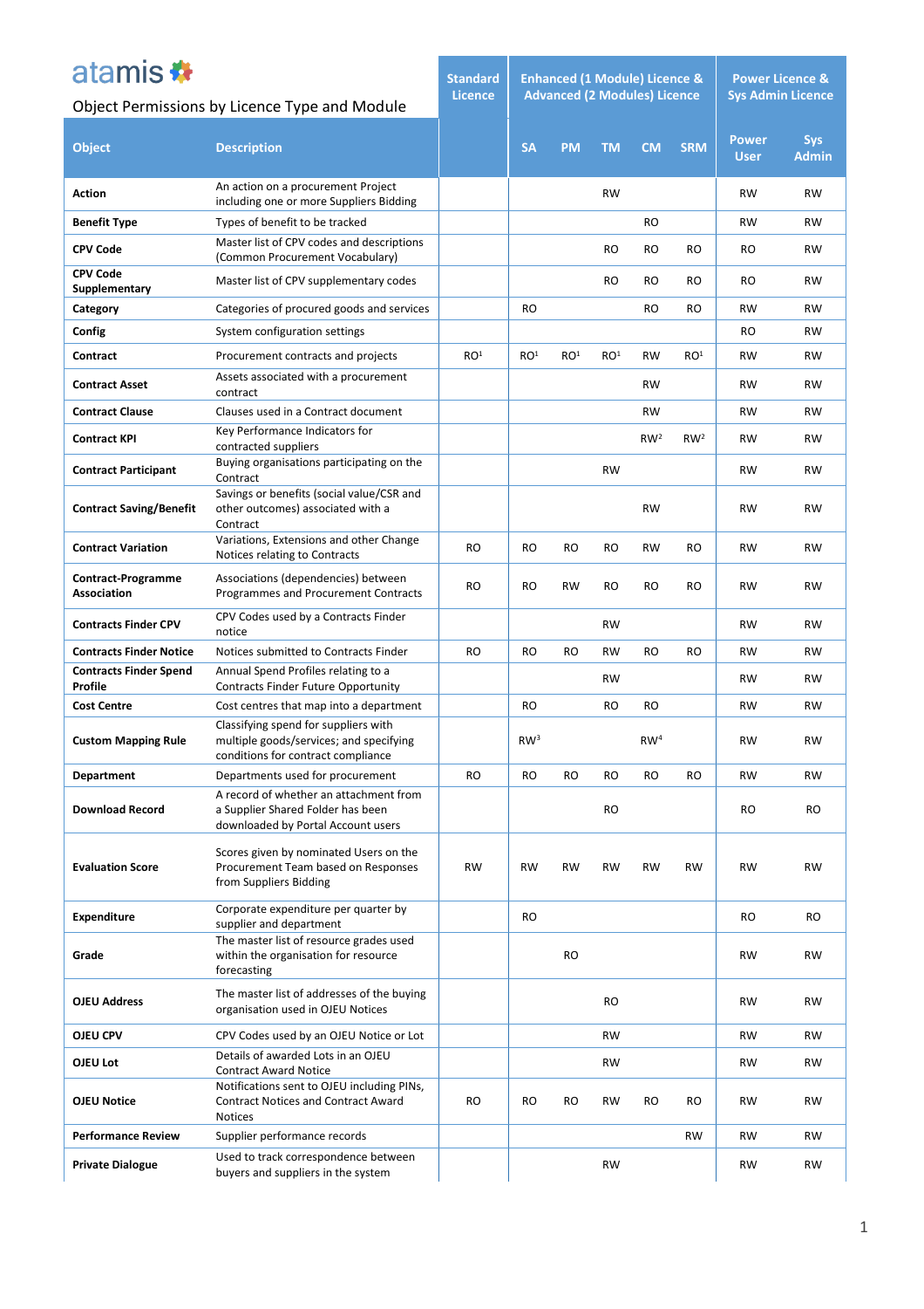atamis

Object Permissions by Licence Type and Module

| Object | Description | Standard Licence | Enhanced (1 Module) Licence & Advanced (2 Modules) Licence | | | | | Power Licence & Sys Admin Licence | |
|---|---|---|---|---|---|---|---|---|---|
| | | | SA | PM | TM | CM | SRM | Power User | Sys Admin |
| **Action** | An action on a procurement Project including one or more Suppliers Bidding | | | | RW | | | RW | RW |
| **Benefit Type** | Types of benefit to be tracked | | | | | RO | | RW | RW |
| **CPV Code** | Master list of CPV codes and descriptions (Common Procurement Vocabulary) | | | | RO | RO | RO | RO | RW |
| **CPV Code Supplementary** | Master list of CPV supplementary codes | | | | RO | RO | RO | RO | RW |
| **Category** | Categories of procured goods and services | | RO | | | RO | RO | RW | RW |
| **Config** | System configuration settings | | | | | | | RO | RW |
| **Contract** | Procurement contracts and projects | RO[1] | RO[1] | RO[1] | RO[1] | RW | RO[1] | RW | RW |
| **Contract Asset** | Assets associated with a procurement contract | | | | | RW | | RW | RW |
| **Contract Clause** | Clauses used in a Contract document | | | | | RW | | RW | RW |
| **Contract KPI** | Key Performance Indicators for contracted suppliers | | | | | RW[2] | RW[2] | RW | RW |
| **Contract Participant** | Buying organisations participating on the Contract | | | | RW | | | RW | RW |
| **Contract Saving/Benefit** | Savings or benefits (social value/CSR and other outcomes) associated with a Contract | | | | | RW | | RW | RW |
| **Contract Variation** | Variations, Extensions and other Change Notices relating to Contracts | RO | RO | RO | RO | RW | RO | RW | RW |
| **Contract-Programme Association** | Associations (dependencies) between Programmes and Procurement Contracts | RO | RO | RW | RO | RO | RO | RW | RW |
| **Contracts Finder CPV** | CPV Codes used by a Contracts Finder notice | | | | RW | | | RW | RW |
| **Contracts Finder Notice** | Notices submitted to Contracts Finder | RO | RO | RO | RW | RO | RO | RW | RW |
| **Contracts Finder Spend Profile** | Annual Spend Profiles relating to a Contracts Finder Future Opportunity | | | | RW | | | RW | RW |
| **Cost Centre** | Cost centres that map into a department | | RO | | RO | RO | | RW | RW |
| **Custom Mapping Rule** | Classifying spend for suppliers with multiple goods/services; and specifying conditions for contract compliance | | RW[3] | | | RW[4] | | RW | RW |
| **Department** | Departments used for procurement | RO | RO | RO | RO | RO | RO | RW | RW |
| **Download Record** | A record of whether an attachment from a Supplier Shared Folder has been downloaded by Portal Account users | | | | RO | | | RO | RO |
| **Evaluation Score** | Scores given by nominated Users on the Procurement Team based on Responses from Suppliers Bidding | RW | RW | RW | RW | RW | RW | RW | RW |
| **Expenditure** | Corporate expenditure per quarter by supplier and department | | RO | | | | | RO | RO |
| **Grade** | The master list of resource grades used within the organisation for resource forecasting | | | RO | | | | RW | RW |
| **OJEU Address** | The master list of addresses of the buying organisation used in OJEU Notices | | | | RO | | | RW | RW |
| **OJEU CPV** | CPV Codes used by an OJEU Notice or Lot | | | | RW | | | RW | RW |
| **OJEU Lot** | Details of awarded Lots in an OJEU Contract Award Notice | | | | RW | | | RW | RW |
| **OJEU Notice** | Notifications sent to OJEU including PINs, Contract Notices and Contract Award Notices | RO | RO | RO | RW | RO | RO | RW | RW |
| **Performance Review** | Supplier performance records | | | | | | RW | RW | RW |
| **Private Dialogue** | Used to track correspondence between buyers and suppliers in the system | | | | RW | | | RW | RW |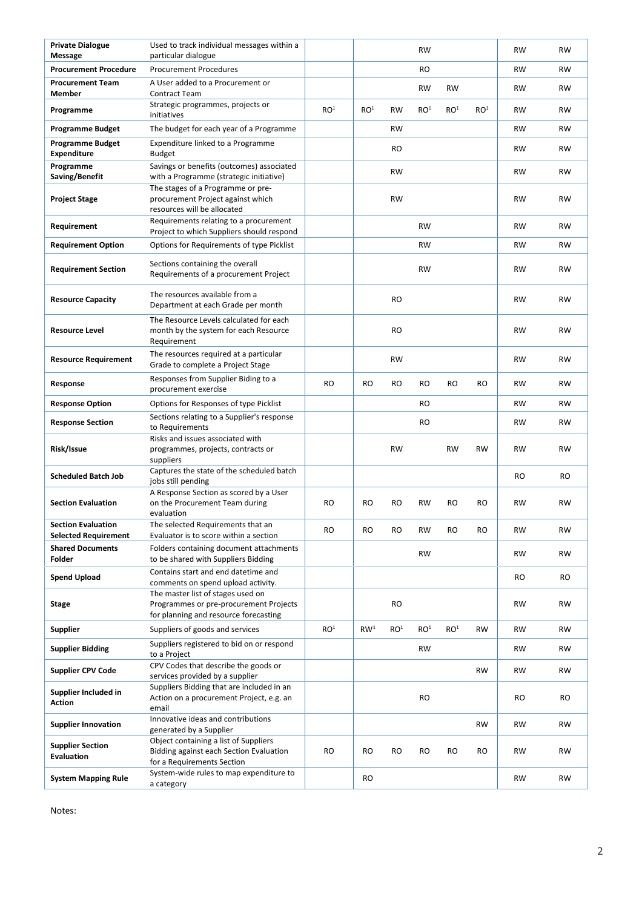| | | | | | | | | | |
|---|---|---|---|---|---|---|---|---|---|
| **Private Dialogue Message** | Used to track individual messages within a particular dialogue | | | | RW | | | RW | RW |
| **Procurement Procedure** | Procurement Procedures | | | | RO | | | RW | RW |
| **Procurement Team Member** | A User added to a Procurement or Contract Team | | | | RW | RW | | RW | RW |
| **Programme** | Strategic programmes, projects or initiatives | RO[1] | RO[1] | RW | RO[1] | RO[1] | RO[1] | RW | RW |
| **Programme Budget** | The budget for each year of a Programme | | | RW | | | | RW | RW |
| **Programme Budget Expenditure** | Expenditure linked to a Programme Budget | | | RO | | | | RW | RW |
| **Programme Saving/Benefit** | Savings or benefits (outcomes) associated with a Programme (strategic initiative) | | | RW | | | | RW | RW |
| **Project Stage** | The stages of a Programme or pre-procurement Project against which resources will be allocated | | | RW | | | | RW | RW |
| **Requirement** | Requirements relating to a procurement Project to which Suppliers should respond | | | | RW | | | RW | RW |
| **Requirement Option** | Options for Requirements of type Picklist | | | | RW | | | RW | RW |
| **Requirement Section** | Sections containing the overall Requirements of a procurement Project | | | | RW | | | RW | RW |
| **Resource Capacity** | The resources available from a Department at each Grade per month | | | RO | | | | RW | RW |
| **Resource Level** | The Resource Levels calculated for each month by the system for each Resource Requirement | | | RO | | | | RW | RW |
| **Resource Requirement** | The resources required at a particular Grade to complete a Project Stage | | | RW | | | | RW | RW |
| **Response** | Responses from Supplier Biding to a procurement exercise | RO | RO | RO | RO | RO | RO | RW | RW |
| **Response Option** | Options for Responses of type Picklist | | | | RO | | | RW | RW |
| **Response Section** | Sections relating to a Supplier's response to Requirements | | | | RO | | | RW | RW |
| **Risk/Issue** | Risks and issues associated with programmes, projects, contracts or suppliers | | | RW | | RW | RW | RW | RW |
| **Scheduled Batch Job** | Captures the state of the scheduled batch jobs still pending | | | | | | | RO | RO |
| **Section Evaluation** | A Response Section as scored by a User on the Procurement Team during evaluation | RO | RO | RO | RW | RO | RO | RW | RW |
| **Section Evaluation Selected Requirement** | The selected Requirements that an Evaluator is to score within a section | RO | RO | RO | RW | RO | RO | RW | RW |
| **Shared Documents Folder** | Folders containing document attachments to be shared with Suppliers Bidding | | | | RW | | | RW | RW |
| **Spend Upload** | Contains start and end datetime and comments on spend upload activity. | | | | | | | RO | RO |
| **Stage** | The master list of stages used on Programmes or pre-procurement Projects for planning and resource forecasting | | | RO | | | | RW | RW |
| **Supplier** | Suppliers of goods and services | RO[1] | RW[1] | RO[1] | RO[1] | RO[1] | RW | RW | RW |
| **Supplier Bidding** | Suppliers registered to bid on or respond to a Project | | | | RW | | | RW | RW |
| **Supplier CPV Code** | CPV Codes that describe the goods or services provided by a supplier | | | | | | RW | RW | RW |
| **Supplier Included in Action** | Suppliers Bidding that are included in an Action on a procurement Project, e.g. an email | | | | RO | | | RO | RO |
| **Supplier Innovation** | Innovative ideas and contributions generated by a Supplier | | | | | | RW | RW | RW |
| **Supplier Section Evaluation** | Object containing a list of Suppliers Bidding against each Section Evaluation for a Requirements Section | RO | RO | RO | RO | RO | RO | RW | RW |
| **System Mapping Rule** | System-wide rules to map expenditure to a category | | RO | | | | | RW | RW |

Notes: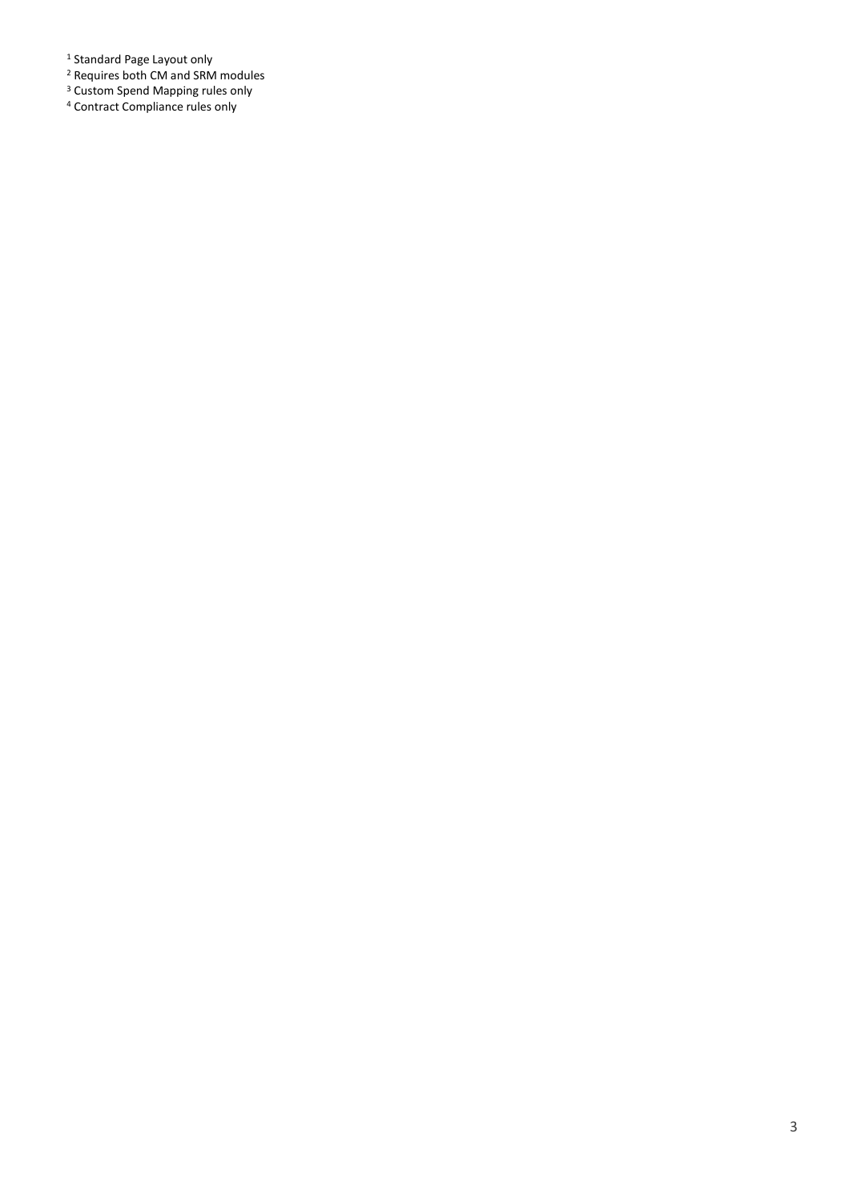[1] Standard Page Layout only
[2] Requires both CM and SRM modules
[3] Custom Spend Mapping rules only
[4] Contract Compliance rules only